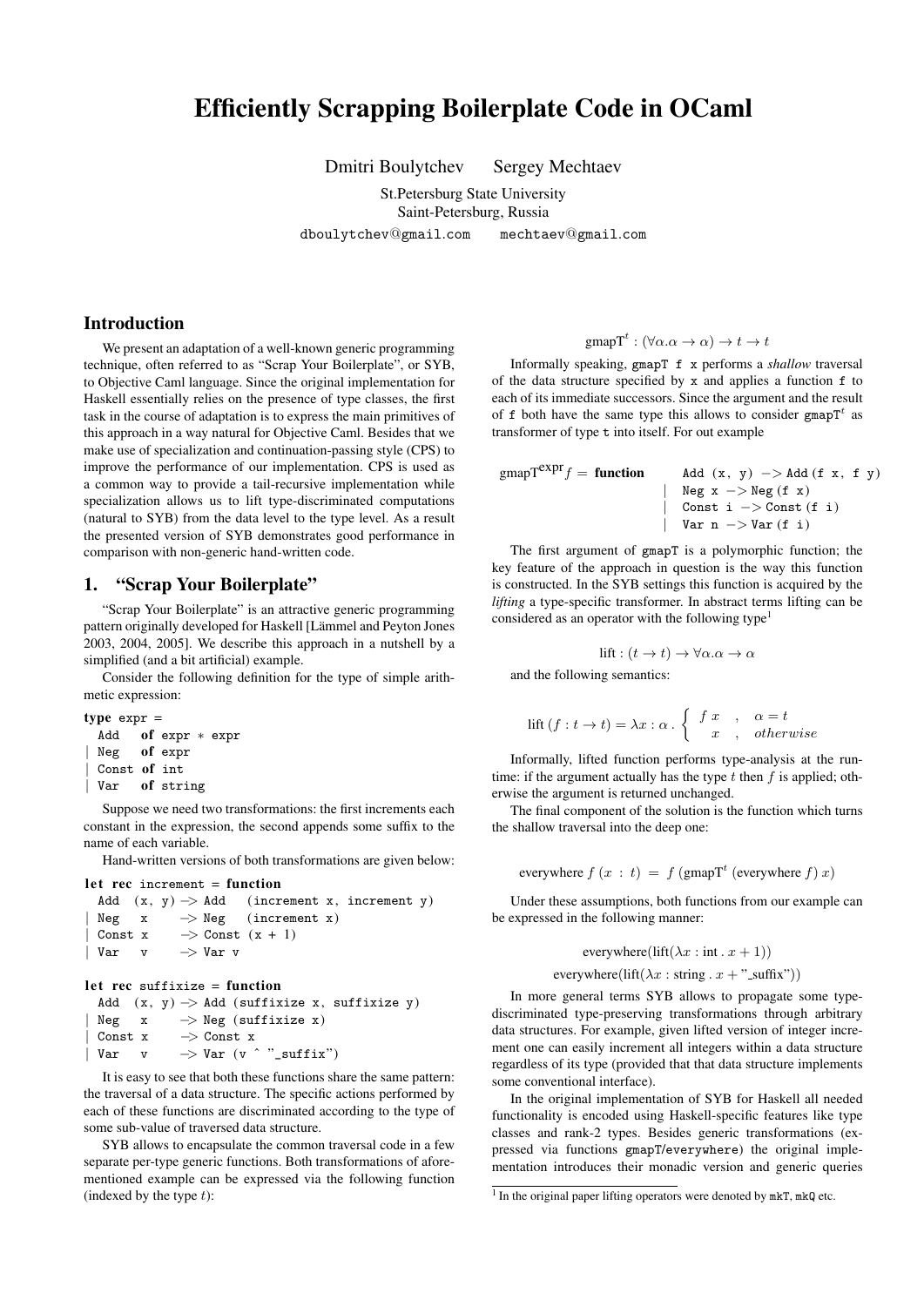# Efficiently Scrapping Boilerplate Code in OCaml

Dmitri Boulytchev Sergey Mechtaev

St.Petersburg State University
Saint-Petersburg, Russia

dboulytchev@gmail.com mechtaev@gmail.com

## Introduction

We present an adaptation of a well-known generic programming technique, often referred to as "Scrap Your Boilerplate", or SYB, to Objective Caml language. Since the original implementation for Haskell essentially relies on the presence of type classes, the first task in the course of adaptation is to express the main primitives of this approach in a way natural for Objective Caml. Besides that we make use of specialization and continuation-passing style (CPS) to improve the performance of our implementation. CPS is used as a common way to provide a tail-recursive implementation while specialization allows us to lift type-discriminated computations (natural to SYB) from the data level to the type level. As a result the presented version of SYB demonstrates good performance in comparison with non-generic hand-written code.

## 1. "Scrap Your Boilerplate"

"Scrap Your Boilerplate" is an attractive generic programming pattern originally developed for Haskell [Lämmel and Peyton Jones 2003, 2004, 2005]. We describe this approach in a nutshell by a simplified (and a bit artificial) example.

Consider the following definition for the type of simple arithmetic expression:

```
type expr =
  Add   of expr * expr
| Neg   of expr
| Const of int
| Var   of string
```

Suppose we need two transformations: the first increments each constant in the expression, the second appends some suffix to the name of each variable.

Hand-written versions of both transformations are given below:

```
let rec increment = function
  Add  (x, y) -> Add   (increment x, increment y)
| Neg   x     -> Neg   (increment x)
| Const x     -> Const (x + 1)
| Var   v     -> Var v

let rec suffixize = function
  Add  (x, y) -> Add (suffixize x, suffixize y)
| Neg   x     -> Neg (suffixize x)
| Const x     -> Const x
| Var   v     -> Var (v ^ "_suffix")
```

It is easy to see that both these functions share the same pattern: the traversal of a data structure. The specific actions performed by each of these functions are discriminated according to the type of some sub-value of traversed data structure.

SYB allows to encapsulate the common traversal code in a few separate per-type generic functions. Both transformations of aforementioned example can be expressed via the following function (indexed by the type $t$):

$$\text{gmapT}^t : (\forall \alpha . \alpha \to \alpha) \to t \to t$$

Informally speaking, `gmapT f x` performs a *shallow* traversal of the data structure specified by `x` and applies a function `f` to each of its immediate successors. Since the argument and the result of `f` both have the same type this allows to consider $\texttt{gmapT}^t$ as transformer of type `t` into itself. For out example

$$\text{gmapT}^{\text{expr}} f = \textbf{function}$$

```
  Add (x, y) -> Add (f x, f y)
| Neg x -> Neg (f x)
| Const i -> Const (f i)
| Var n -> Var (f i)
```

The first argument of `gmapT` is a polymorphic function; the key feature of the approach in question is the way this function is constructed. In the SYB settings this function is acquired by the *lifting* a type-specific transformer. In abstract terms lifting can be considered as an operator with the following type[1]

$$\text{lift} : (t \to t) \to \forall \alpha . \alpha \to \alpha$$

and the following semantics:

$$\text{lift}\,(f : t \to t) = \lambda x : \alpha \,.\, \begin{cases} f\,x & , \quad \alpha = t \\ \quad x & , \quad otherwise \end{cases}$$

Informally, lifted function performs type-analysis at the runtime: if the argument actually has the type $t$ then $f$ is applied; otherwise the argument is returned unchanged.

The final component of the solution is the function which turns the shallow traversal into the deep one:

$$\text{everywhere}\ f\ (x\ :\ t)\ =\ f\ (\text{gmapT}^t\ (\text{everywhere}\ f)\ x)$$

Under these assumptions, both functions from our example can be expressed in the following manner:

$$\text{everywhere}(\text{lift}(\lambda x : \text{int} \,.\, x + 1))$$

$$\text{everywhere}(\text{lift}(\lambda x : \text{string} \,.\, x + \text{"\_suffix"}))$$

In more general terms SYB allows to propagate some type-discriminated type-preserving transformations through arbitrary data structures. For example, given lifted version of integer increment one can easily increment all integers within a data structure regardless of its type (provided that that data structure implements some conventional interface).

In the original implementation of SYB for Haskell all needed functionality is encoded using Haskell-specific features like type classes and rank-2 types. Besides generic transformations (expressed via functions `gmapT`/`everywhere`) the original implementation introduces their monadic version and generic queries

[1] In the original paper lifting operators were denoted by `mkT`, `mkQ` etc.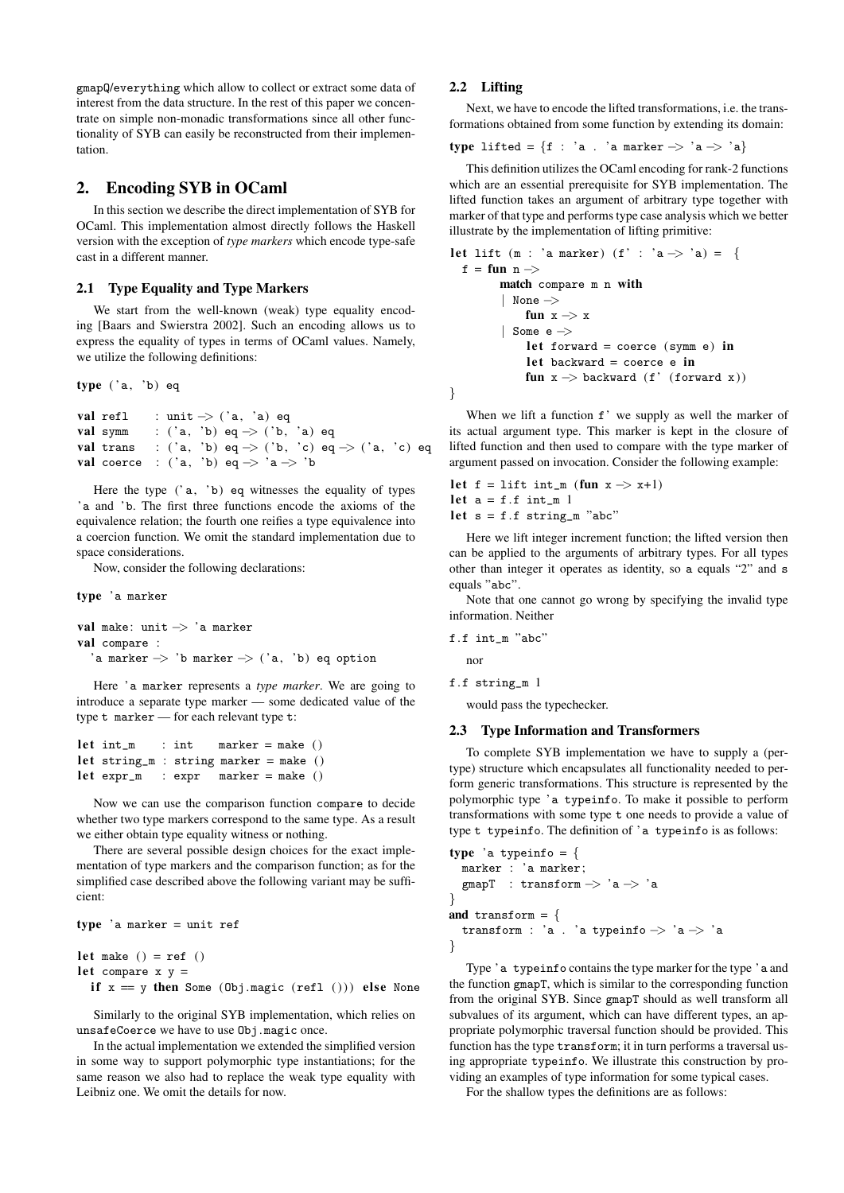gmapQ/everything which allow to collect or extract some data of interest from the data structure. In the rest of this paper we concentrate on simple non-monadic transformations since all other functionality of SYB can easily be reconstructed from their implementation.

## 2. Encoding SYB in OCaml

In this section we describe the direct implementation of SYB for OCaml. This implementation almost directly follows the Haskell version with the exception of *type markers* which encode type-safe cast in a different manner.

### 2.1 Type Equality and Type Markers

We start from the well-known (weak) type equality encoding [Baars and Swierstra 2002]. Such an encoding allows us to express the equality of types in terms of OCaml values. Namely, we utilize the following definitions:

```
type ('a, 'b) eq

val refl    : unit -> ('a, 'a) eq
val symm    : ('a, 'b) eq -> ('b, 'a) eq
val trans   : ('a, 'b) eq -> ('b, 'c) eq -> ('a, 'c) eq
val coerce  : ('a, 'b) eq -> 'a -> 'b
```

Here the type ('a, 'b) eq witnesses the equality of types 'a and 'b. The first three functions encode the axioms of the equivalence relation; the fourth one reifies a type equivalence into a coercion function. We omit the standard implementation due to space considerations.

Now, consider the following declarations:

```
type 'a marker

val make: unit -> 'a marker
val compare :
  'a marker -> 'b marker -> ('a, 'b) eq option
```

Here 'a marker represents a *type marker*. We are going to introduce a separate type marker — some dedicated value of the type t marker — for each relevant type t:

```
let int_m    : int    marker = make ()
let string_m : string marker = make ()
let expr_m   : expr   marker = make ()
```

Now we can use the comparison function compare to decide whether two type markers correspond to the same type. As a result we either obtain type equality witness or nothing.

There are several possible design choices for the exact implementation of type markers and the comparison function; as for the simplified case described above the following variant may be sufficient:

```
type 'a marker = unit ref

let make () = ref ()
let compare x y =
  if x == y then Some (Obj.magic (refl ())) else None
```

Similarly to the original SYB implementation, which relies on unsafeCoerce we have to use Obj.magic once.

In the actual implementation we extended the simplified version in some way to support polymorphic type instantiations; for the same reason we also had to replace the weak type equality with Leibniz one. We omit the details for now.

### 2.2 Lifting

Next, we have to encode the lifted transformations, i.e. the transformations obtained from some function by extending its domain:

```
type lifted = {f : 'a . 'a marker -> 'a -> 'a}
```

This definition utilizes the OCaml encoding for rank-2 functions which are an essential prerequisite for SYB implementation. The lifted function takes an argument of arbitrary type together with marker of that type and performs type case analysis which we better illustrate by the implementation of lifting primitive:

```
let lift (m : 'a marker) (f' : 'a -> 'a) =  {
  f = fun n ->
        match compare m n with
        | None ->
            fun x -> x
        | Some e ->
            let forward = coerce (symm e) in
            let backward = coerce e in
            fun x -> backward (f' (forward x))
}
```

When we lift a function f' we supply as well the marker of its actual argument type. This marker is kept in the closure of lifted function and then used to compare with the type marker of argument passed on invocation. Consider the following example:

```
let f = lift int_m (fun x -> x+1)
let a = f.f int_m 1
let s = f.f string_m "abc"
```

Here we lift integer increment function; the lifted version then can be applied to the arguments of arbitrary types. For all types other than integer it operates as identity, so a equals "2" and s equals "abc".

Note that one cannot go wrong by specifying the invalid type information. Neither

```
f.f int_m "abc"
```

nor

```
f.f string_m 1
```

would pass the typechecker.

### 2.3 Type Information and Transformers

To complete SYB implementation we have to supply a (per-type) structure which encapsulates all functionality needed to perform generic transformations. This structure is represented by the polymorphic type 'a typeinfo. To make it possible to perform transformations with some type t one needs to provide a value of type t typeinfo. The definition of 'a typeinfo is as follows:

```
type 'a typeinfo = {
  marker : 'a marker;
  gmapT  : transform -> 'a -> 'a
}
and transform = {
  transform : 'a . 'a typeinfo -> 'a -> 'a
}
```

Type 'a typeinfo contains the type marker for the type 'a and the function gmapT, which is similar to the corresponding function from the original SYB. Since gmapT should as well transform all subvalues of its argument, which can have different types, an appropriate polymorphic traversal function should be provided. This function has the type transform; it in turn performs a traversal using appropriate typeinfo. We illustrate this construction by providing an examples of type information for some typical cases.

For the shallow types the definitions are as follows: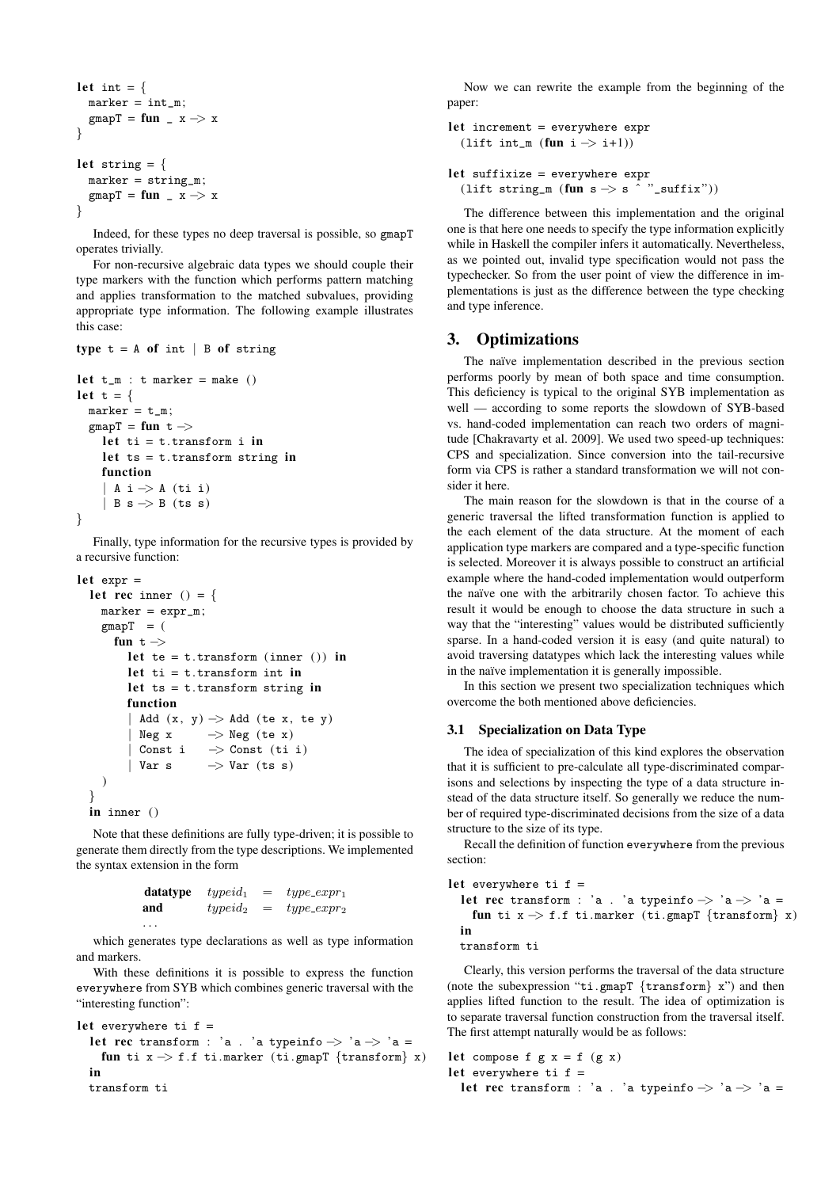```
let int = {
  marker = int_m;
  gmapT = fun _ x -> x
}

let string = {
  marker = string_m;
  gmapT = fun _ x -> x
}
```

Indeed, for these types no deep traversal is possible, so gmapT operates trivially.

For non-recursive algebraic data types we should couple their type markers with the function which performs pattern matching and applies transformation to the matched subvalues, providing appropriate type information. The following example illustrates this case:

```
type t = A of int | B of string

let t_m : t marker = make ()
let t = {
  marker = t_m;
  gmapT = fun t ->
    let ti = t.transform i in
    let ts = t.transform string in
    function
    | A i -> A (ti i)
    | B s -> B (ts s)
}
```

Finally, type information for the recursive types is provided by a recursive function:

```
let expr =
  let rec inner () = {
    marker = expr_m;
    gmapT  = (
      fun t ->
        let te = t.transform (inner ()) in
        let ti = t.transform int in
        let ts = t.transform string in
        function
        | Add (x, y) -> Add (te x, te y)
        | Neg x      -> Neg (te x)
        | Const i    -> Const (ti i)
        | Var s      -> Var (ts s)
    )
  }
  in inner ()
```

Note that these definitions are fully type-driven; it is possible to generate them directly from the type descriptions. We implemented the syntax extension in the form

$$\begin{array}{llll} \textbf{datatype} & typeid_1 & = & type\_expr_1 \\ \textbf{and} & typeid_2 & = & type\_expr_2 \\ \dots & & & \end{array}$$

which generates type declarations as well as type information and markers.

With these definitions it is possible to express the function everywhere from SYB which combines generic traversal with the "interesting function":

```
let everywhere ti f =
  let rec transform : 'a . 'a typeinfo -> 'a -> 'a =
    fun ti x -> f.f ti.marker (ti.gmapT {transform} x)
  in
  transform ti
```

Now we can rewrite the example from the beginning of the paper:

```
let increment = everywhere expr
  (lift int_m (fun i -> i+1))

let suffixize = everywhere expr
  (lift string_m (fun s -> s ^ "_suffix"))
```

The difference between this implementation and the original one is that here one needs to specify the type information explicitly while in Haskell the compiler infers it automatically. Nevertheless, as we pointed out, invalid type specification would not pass the typechecker. So from the user point of view the difference in implementations is just as the difference between the type checking and type inference.

## 3. Optimizations

The naïve implementation described in the previous section performs poorly by mean of both space and time consumption. This deficiency is typical to the original SYB implementation as well — according to some reports the slowdown of SYB-based vs. hand-coded implementation can reach two orders of magnitude [Chakravarty et al. 2009]. We used two speed-up techniques: CPS and specialization. Since conversion into the tail-recursive form via CPS is rather a standard transformation we will not consider it here.

The main reason for the slowdown is that in the course of a generic traversal the lifted transformation function is applied to the each element of the data structure. At the moment of each application type markers are compared and a type-specific function is selected. Moreover it is always possible to construct an artificial example where the hand-coded implementation would outperform the naïve one with the arbitrarily chosen factor. To achieve this result it would be enough to choose the data structure in such a way that the "interesting" values would be distributed sufficiently sparse. In a hand-coded version it is easy (and quite natural) to avoid traversing datatypes which lack the interesting values while in the naïve implementation it is generally impossible.

In this section we present two specialization techniques which overcome the both mentioned above deficiencies.

### 3.1 Specialization on Data Type

The idea of specialization of this kind explores the observation that it is sufficient to pre-calculate all type-discriminated comparisons and selections by inspecting the type of a data structure instead of the data structure itself. So generally we reduce the number of required type-discriminated decisions from the size of a data structure to the size of its type.

Recall the definition of function everywhere from the previous section:

```
let everywhere ti f =
  let rec transform : 'a . 'a typeinfo -> 'a -> 'a =
    fun ti x -> f.f ti.marker (ti.gmapT {transform} x)
  in
  transform ti
```

Clearly, this version performs the traversal of the data structure (note the subexpression "ti.gmapT {transform} x") and then applies lifted function to the result. The idea of optimization is to separate traversal function construction from the traversal itself. The first attempt naturally would be as follows:

```
let compose f g x = f (g x)
let everywhere ti f =
  let rec transform : 'a . 'a typeinfo -> 'a -> 'a =
```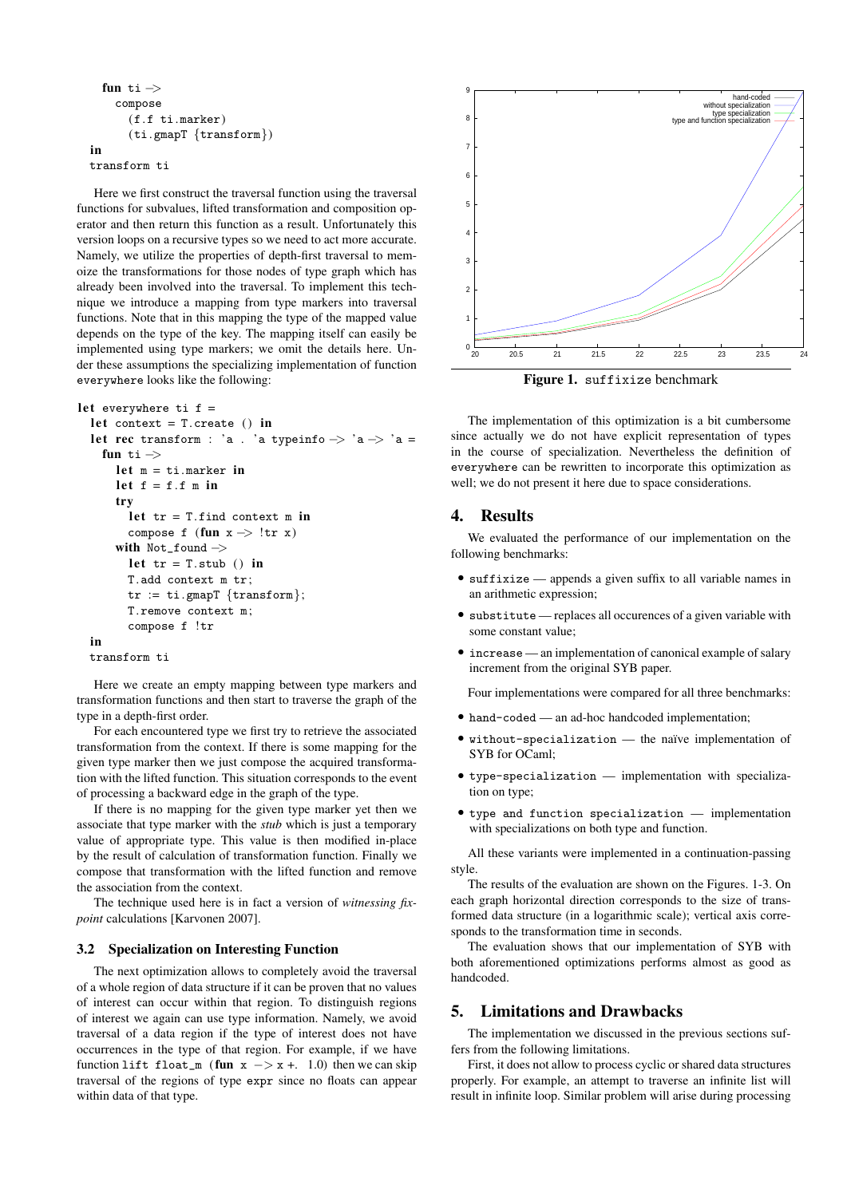```
    fun ti ->
      compose
        (f.f ti.marker)
        (ti.gmapT {transform})
  in
  transform ti
```

Here we first construct the traversal function using the traversal functions for subvalues, lifted transformation and composition operator and then return this function as a result. Unfortunately this version loops on a recursive types so we need to act more accurate. Namely, we utilize the properties of depth-first traversal to memoize the transformations for those nodes of type graph which has already been involved into the traversal. To implement this technique we introduce a mapping from type markers into traversal functions. Note that in this mapping the type of the mapped value depends on the type of the key. The mapping itself can easily be implemented using type markers; we omit the details here. Under these assumptions the specializing implementation of function `everywhere` looks like the following:

```
let everywhere ti f =
  let context = T.create () in
  let rec transform : 'a . 'a typeinfo -> 'a -> 'a =
    fun ti ->
      let m = ti.marker in
      let f = f.f m in
      try
        let tr = T.find context m in
        compose f (fun x -> !tr x)
      with Not_found ->
        let tr = T.stub () in
        T.add context m tr;
        tr := ti.gmapT {transform};
        T.remove context m;
        compose f !tr
  in
  transform ti
```

Here we create an empty mapping between type markers and transformation functions and then start to traverse the graph of the type in a depth-first order.

For each encountered type we first try to retrieve the associated transformation from the context. If there is some mapping for the given type marker then we just compose the acquired transformation with the lifted function. This situation corresponds to the event of processing a backward edge in the graph of the type.

If there is no mapping for the given type marker yet then we associate that type marker with the *stub* which is just a temporary value of appropriate type. This value is then modified in-place by the result of calculation of transformation function. Finally we compose that transformation with the lifted function and remove the association from the context.

The technique used here is in fact a version of *witnessing fixpoint* calculations [Karvonen 2007].

### 3.2 Specialization on Interesting Function

The next optimization allows to completely avoid the traversal of a whole region of data structure if it can be proven that no values of interest can occur within that region. To distinguish regions of interest we again can use type information. Namely, we avoid traversal of a data region if the type of interest does not have occurrences in the type of that region. For example, if we have function `lift float_m (fun x -> x +. 1.0)` then we can skip traversal of the regions of type `expr` since no floats can appear within data of that type.

**Figure 1.** `suffixize` benchmark

The implementation of this optimization is a bit cumbersome since actually we do not have explicit representation of types in the course of specialization. Nevertheless the definition of `everywhere` can be rewritten to incorporate this optimization as well; we do not present it here due to space considerations.

## 4. Results

We evaluated the performance of our implementation on the following benchmarks:

- `suffixize` — appends a given suffix to all variable names in an arithmetic expression;
- `substitute` — replaces all occurences of a given variable with some constant value;
- `increase` — an implementation of canonical example of salary increment from the original SYB paper.

Four implementations were compared for all three benchmarks:

- `hand-coded` — an ad-hoc handcoded implementation;
- `without-specialization` — the naïve implementation of SYB for OCaml;
- `type-specialization` — implementation with specialization on type;
- `type and function specialization` — implementation with specializations on both type and function.

All these variants were implemented in a continuation-passing style.

The results of the evaluation are shown on the Figures. 1-3. On each graph horizontal direction corresponds to the size of transformed data structure (in a logarithmic scale); vertical axis corresponds to the transformation time in seconds.

The evaluation shows that our implementation of SYB with both aforementioned optimizations performs almost as good as handcoded.

## 5. Limitations and Drawbacks

The implementation we discussed in the previous sections suffers from the following limitations.

First, it does not allow to process cyclic or shared data structures properly. For example, an attempt to traverse an infinite list will result in infinite loop. Similar problem will arise during processing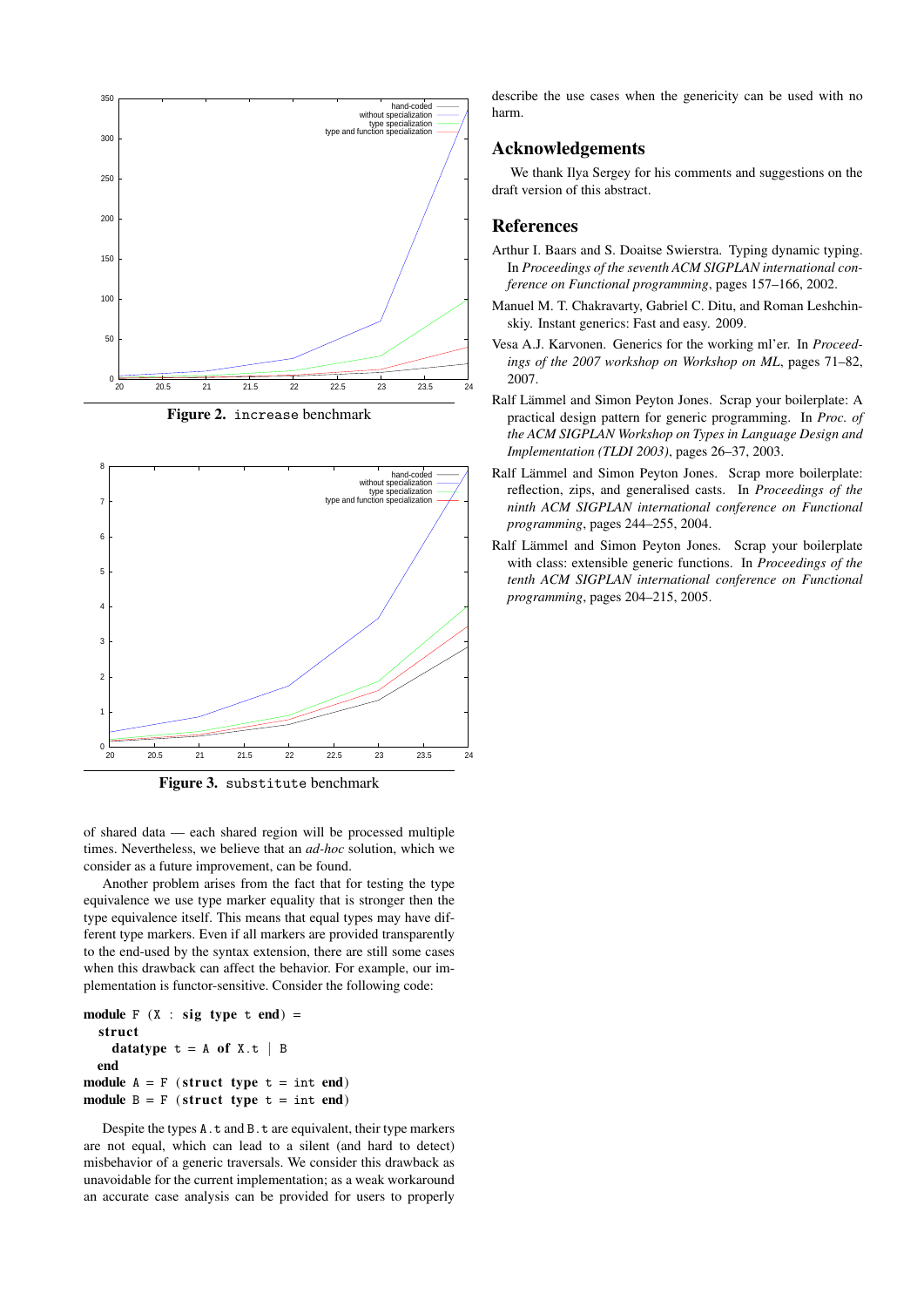350
300
250
200
150
100
50
0
20 20.5 21 21.5 22 22.5 23 23.5 24

hand-coded
without specialization
type specialization
type and function specialization

**Figure 2.** `increase` benchmark

8
7
6
5
4
3
2
1
0
20 20.5 21 21.5 22 22.5 23 23.5 24

hand-coded
without specialization
type specialization
type and function specialization

**Figure 3.** `substitute` benchmark

of shared data — each shared region will be processed multiple times. Nevertheless, we believe that an *ad-hoc* solution, which we consider as a future improvement, can be found.

Another problem arises from the fact that for testing the type equivalence we use type marker equality that is stronger then the type equivalence itself. This means that equal types may have different type markers. Even if all markers are provided transparently to the end-used by the syntax extension, there are still some cases when this drawback can affect the behavior. For example, our implementation is functor-sensitive. Consider the following code:

```
module F (X : sig type t end) =
  struct
    datatype t = A of X.t | B
  end
module A = F (struct type t = int end)
module B = F (struct type t = int end)
```

Despite the types `A.t` and `B.t` are equivalent, their type markers are not equal, which can lead to a silent (and hard to detect) misbehavior of a generic traversals. We consider this drawback as unavoidable for the current implementation; as a weak workaround an accurate case analysis can be provided for users to properly describe the use cases when the genericity can be used with no harm.

## Acknowledgements

We thank Ilya Sergey for his comments and suggestions on the draft version of this abstract.

## References

Arthur I. Baars and S. Doaitse Swierstra. Typing dynamic typing. In *Proceedings of the seventh ACM SIGPLAN international conference on Functional programming*, pages 157–166, 2002.

Manuel M. T. Chakravarty, Gabriel C. Ditu, and Roman Leshchinskiy. Instant generics: Fast and easy. 2009.

Vesa A.J. Karvonen. Generics for the working ml'er. In *Proceedings of the 2007 workshop on Workshop on ML*, pages 71–82, 2007.

Ralf Lämmel and Simon Peyton Jones. Scrap your boilerplate: A practical design pattern for generic programming. In *Proc. of the ACM SIGPLAN Workshop on Types in Language Design and Implementation (TLDI 2003)*, pages 26–37, 2003.

Ralf Lämmel and Simon Peyton Jones. Scrap more boilerplate: reflection, zips, and generalised casts. In *Proceedings of the ninth ACM SIGPLAN international conference on Functional programming*, pages 244–255, 2004.

Ralf Lämmel and Simon Peyton Jones. Scrap your boilerplate with class: extensible generic functions. In *Proceedings of the tenth ACM SIGPLAN international conference on Functional programming*, pages 204–215, 2005.